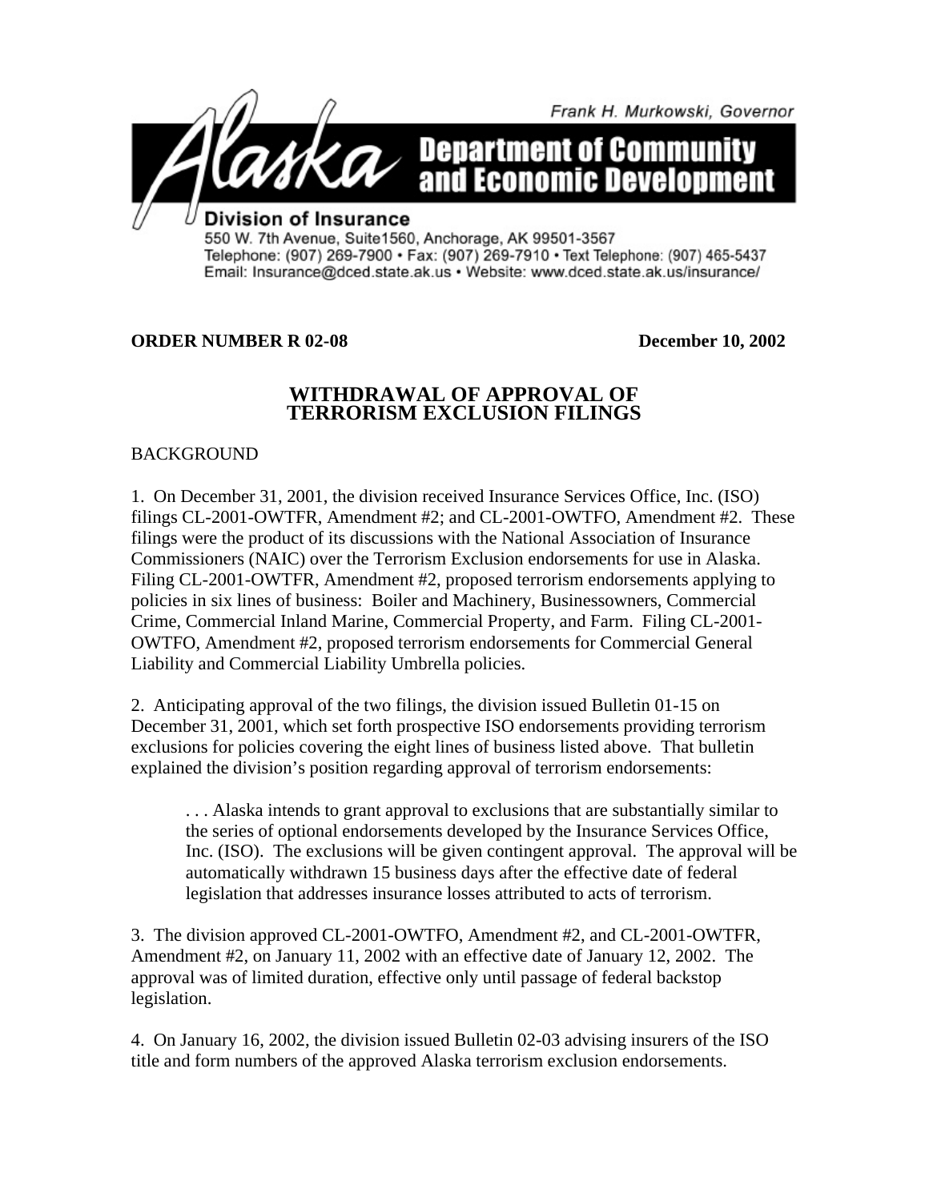Frank H. Murkowski, Governor

# Alaska Department of Community and Economic Development

**Division of Insurance**

550 W. 7th Avenue, Suite1560, Anchorage, AK 99501-3567
Telephone: (907) 269-7900 • Fax: (907) 269-7910 • Text Telephone: (907) 465-5437
Email: Insurance@dced.state.ak.us • Website: www.dced.state.ak.us/insurance/

**ORDER NUMBER R 02-08** **December 10, 2002**

## WITHDRAWAL OF APPROVAL OF TERRORISM EXCLUSION FILINGS

BACKGROUND

1. On December 31, 2001, the division received Insurance Services Office, Inc. (ISO) filings CL-2001-OWTFR, Amendment #2; and CL-2001-OWTFO, Amendment #2. These filings were the product of its discussions with the National Association of Insurance Commissioners (NAIC) over the Terrorism Exclusion endorsements for use in Alaska. Filing CL-2001-OWTFR, Amendment #2, proposed terrorism endorsements applying to policies in six lines of business: Boiler and Machinery, Businessowners, Commercial Crime, Commercial Inland Marine, Commercial Property, and Farm. Filing CL-2001-OWTFO, Amendment #2, proposed terrorism endorsements for Commercial General Liability and Commercial Liability Umbrella policies.

2. Anticipating approval of the two filings, the division issued Bulletin 01-15 on December 31, 2001, which set forth prospective ISO endorsements providing terrorism exclusions for policies covering the eight lines of business listed above. That bulletin explained the division's position regarding approval of terrorism endorsements:

> . . . Alaska intends to grant approval to exclusions that are substantially similar to the series of optional endorsements developed by the Insurance Services Office, Inc. (ISO). The exclusions will be given contingent approval. The approval will be automatically withdrawn 15 business days after the effective date of federal legislation that addresses insurance losses attributed to acts of terrorism.

3. The division approved CL-2001-OWTFO, Amendment #2, and CL-2001-OWTFR, Amendment #2, on January 11, 2002 with an effective date of January 12, 2002. The approval was of limited duration, effective only until passage of federal backstop legislation.

4. On January 16, 2002, the division issued Bulletin 02-03 advising insurers of the ISO title and form numbers of the approved Alaska terrorism exclusion endorsements.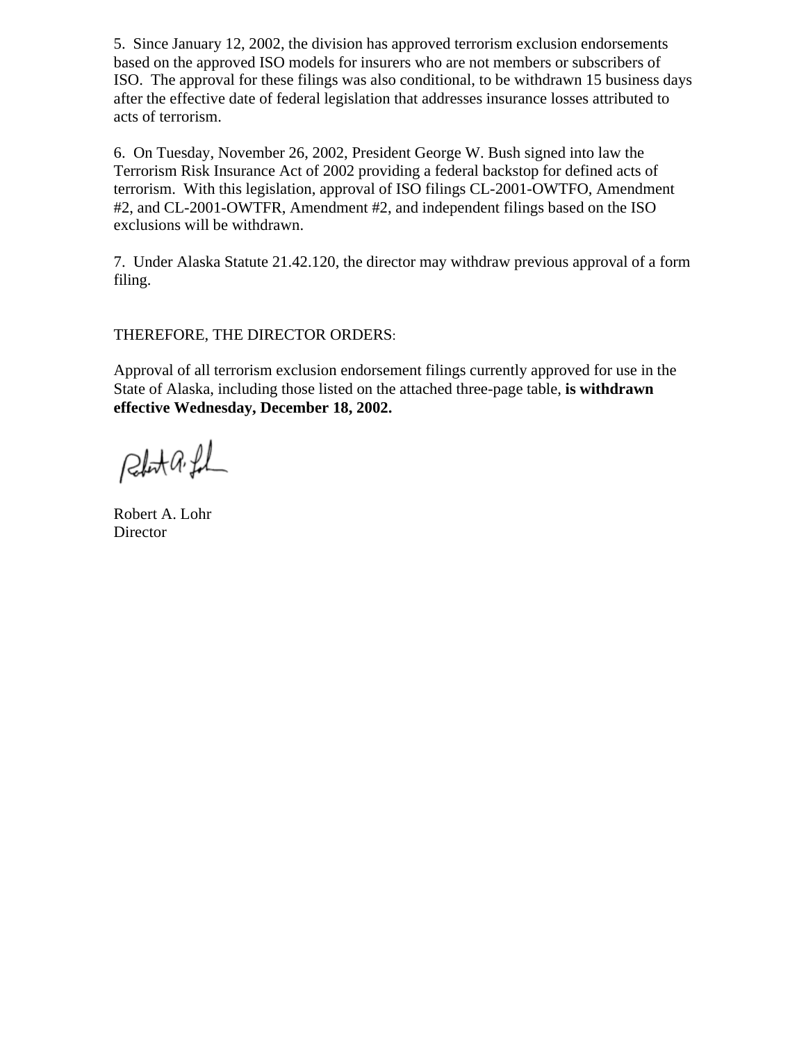5. Since January 12, 2002, the division has approved terrorism exclusion endorsements based on the approved ISO models for insurers who are not members or subscribers of ISO. The approval for these filings was also conditional, to be withdrawn 15 business days after the effective date of federal legislation that addresses insurance losses attributed to acts of terrorism.

6. On Tuesday, November 26, 2002, President George W. Bush signed into law the Terrorism Risk Insurance Act of 2002 providing a federal backstop for defined acts of terrorism. With this legislation, approval of ISO filings CL-2001-OWTFO, Amendment #2, and CL-2001-OWTFR, Amendment #2, and independent filings based on the ISO exclusions will be withdrawn.

7. Under Alaska Statute 21.42.120, the director may withdraw previous approval of a form filing.

THEREFORE, THE DIRECTOR ORDERS:

Approval of all terrorism exclusion endorsement filings currently approved for use in the State of Alaska, including those listed on the attached three-page table, **is withdrawn effective Wednesday, December 18, 2002.**

Robert A. Lohr
Director